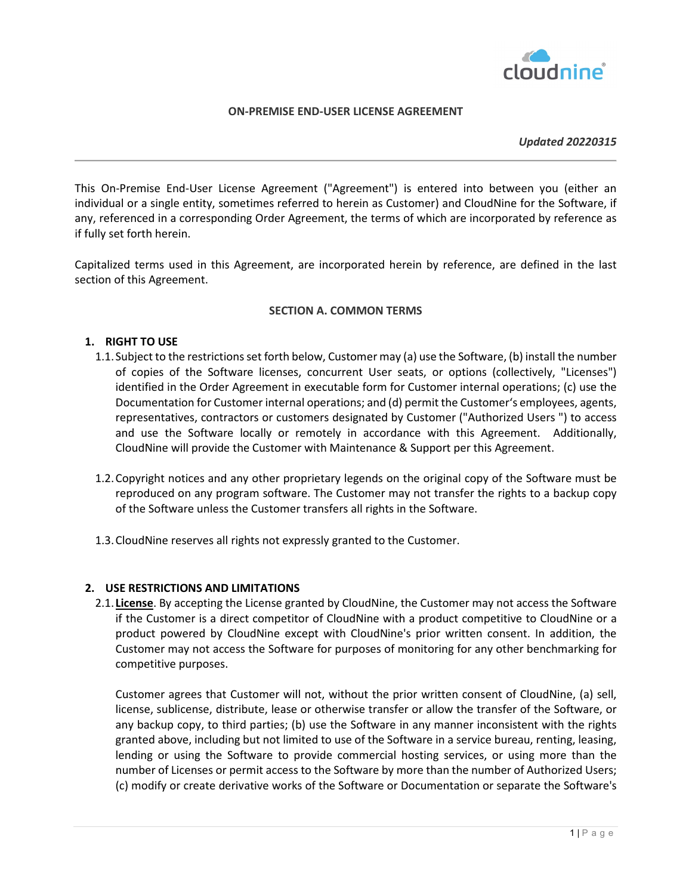**ON-PREMISE END-USER LICENSE AGREEMENT**

***Updated 20220315***

---

This On-Premise End-User License Agreement ("Agreement") is entered into between you (either an individual or a single entity, sometimes referred to herein as Customer) and CloudNine for the Software, if any, referenced in a corresponding Order Agreement, the terms of which are incorporated by reference as if fully set forth herein.

Capitalized terms used in this Agreement, are incorporated herein by reference, are defined in the last section of this Agreement.

## SECTION A. COMMON TERMS

### 1. RIGHT TO USE

1.1. Subject to the restrictions set forth below, Customer may (a) use the Software, (b) install the number of copies of the Software licenses, concurrent User seats, or options (collectively, "Licenses") identified in the Order Agreement in executable form for Customer internal operations; (c) use the Documentation for Customer internal operations; and (d) permit the Customer's employees, agents, representatives, contractors or customers designated by Customer ("Authorized Users ") to access and use the Software locally or remotely in accordance with this Agreement. Additionally, CloudNine will provide the Customer with Maintenance & Support per this Agreement.

1.2. Copyright notices and any other proprietary legends on the original copy of the Software must be reproduced on any program software. The Customer may not transfer the rights to a backup copy of the Software unless the Customer transfers all rights in the Software.

1.3. CloudNine reserves all rights not expressly granted to the Customer.

### 2. USE RESTRICTIONS AND LIMITATIONS

2.1. **License**. By accepting the License granted by CloudNine, the Customer may not access the Software if the Customer is a direct competitor of CloudNine with a product competitive to CloudNine or a product powered by CloudNine except with CloudNine's prior written consent. In addition, the Customer may not access the Software for purposes of monitoring for any other benchmarking for competitive purposes.

Customer agrees that Customer will not, without the prior written consent of CloudNine, (a) sell, license, sublicense, distribute, lease or otherwise transfer or allow the transfer of the Software, or any backup copy, to third parties; (b) use the Software in any manner inconsistent with the rights granted above, including but not limited to use of the Software in a service bureau, renting, leasing, lending or using the Software to provide commercial hosting services, or using more than the number of Licenses or permit access to the Software by more than the number of Authorized Users; (c) modify or create derivative works of the Software or Documentation or separate the Software's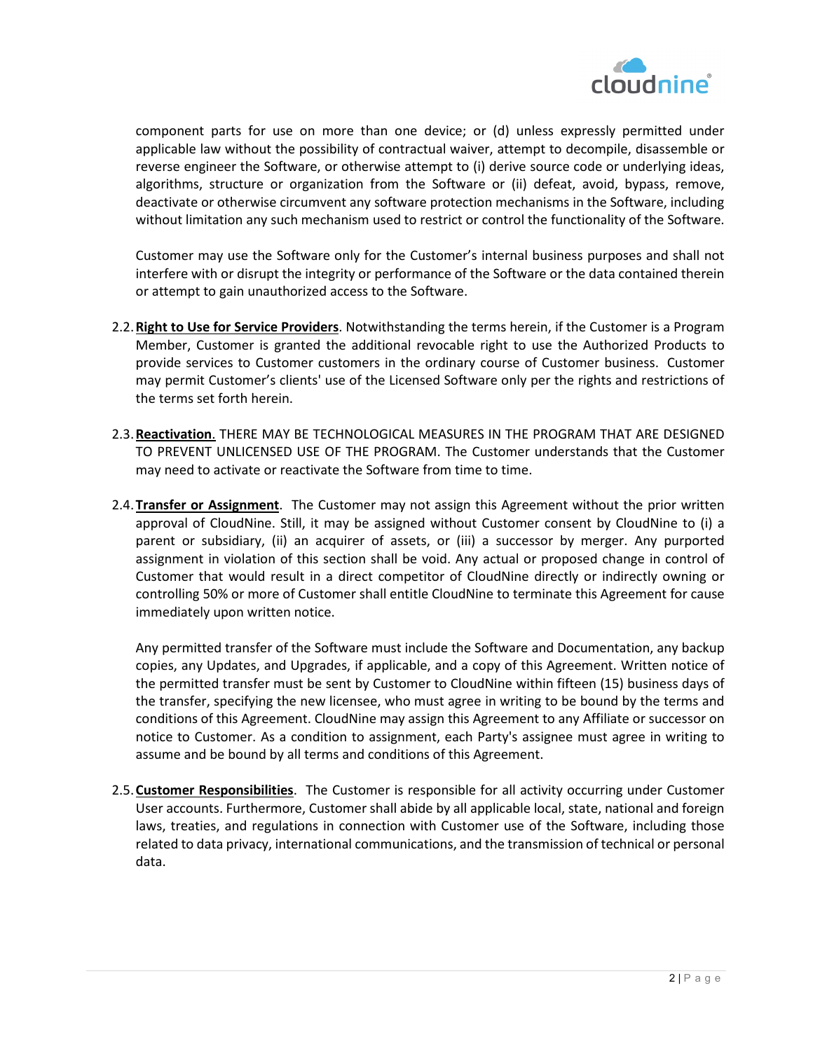component parts for use on more than one device; or (d) unless expressly permitted under applicable law without the possibility of contractual waiver, attempt to decompile, disassemble or reverse engineer the Software, or otherwise attempt to (i) derive source code or underlying ideas, algorithms, structure or organization from the Software or (ii) defeat, avoid, bypass, remove, deactivate or otherwise circumvent any software protection mechanisms in the Software, including without limitation any such mechanism used to restrict or control the functionality of the Software.

Customer may use the Software only for the Customer's internal business purposes and shall not interfere with or disrupt the integrity or performance of the Software or the data contained therein or attempt to gain unauthorized access to the Software.

2.2. **Right to Use for Service Providers**. Notwithstanding the terms herein, if the Customer is a Program Member, Customer is granted the additional revocable right to use the Authorized Products to provide services to Customer customers in the ordinary course of Customer business. Customer may permit Customer's clients' use of the Licensed Software only per the rights and restrictions of the terms set forth herein.

2.3. **Reactivation**. THERE MAY BE TECHNOLOGICAL MEASURES IN THE PROGRAM THAT ARE DESIGNED TO PREVENT UNLICENSED USE OF THE PROGRAM. The Customer understands that the Customer may need to activate or reactivate the Software from time to time.

2.4. **Transfer or Assignment**. The Customer may not assign this Agreement without the prior written approval of CloudNine. Still, it may be assigned without Customer consent by CloudNine to (i) a parent or subsidiary, (ii) an acquirer of assets, or (iii) a successor by merger. Any purported assignment in violation of this section shall be void. Any actual or proposed change in control of Customer that would result in a direct competitor of CloudNine directly or indirectly owning or controlling 50% or more of Customer shall entitle CloudNine to terminate this Agreement for cause immediately upon written notice.

Any permitted transfer of the Software must include the Software and Documentation, any backup copies, any Updates, and Upgrades, if applicable, and a copy of this Agreement. Written notice of the permitted transfer must be sent by Customer to CloudNine within fifteen (15) business days of the transfer, specifying the new licensee, who must agree in writing to be bound by the terms and conditions of this Agreement. CloudNine may assign this Agreement to any Affiliate or successor on notice to Customer. As a condition to assignment, each Party's assignee must agree in writing to assume and be bound by all terms and conditions of this Agreement.

2.5. **Customer Responsibilities**. The Customer is responsible for all activity occurring under Customer User accounts. Furthermore, Customer shall abide by all applicable local, state, national and foreign laws, treaties, and regulations in connection with Customer use of the Software, including those related to data privacy, international communications, and the transmission of technical or personal data.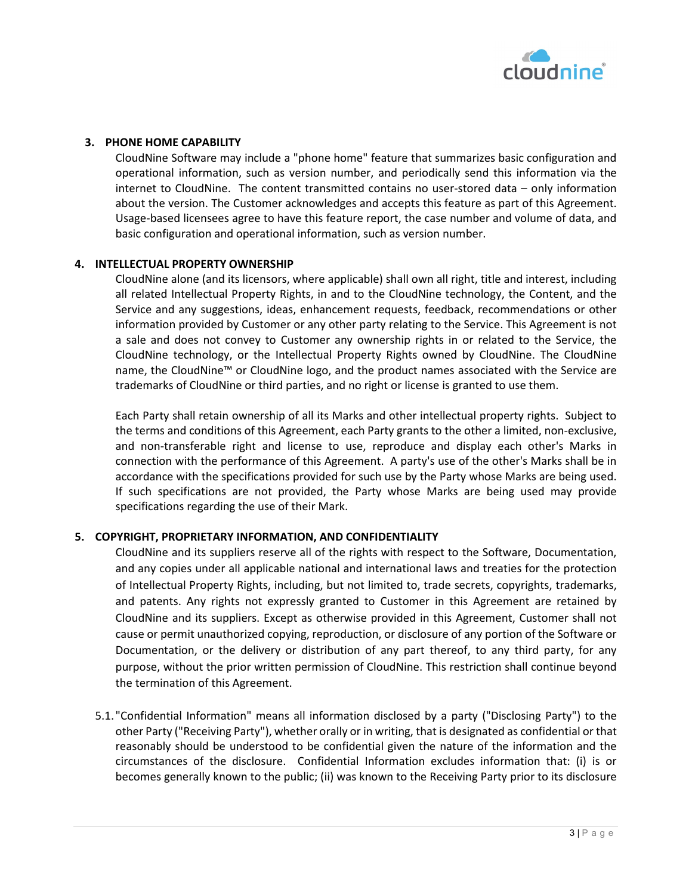## 3. PHONE HOME CAPABILITY

CloudNine Software may include a "phone home" feature that summarizes basic configuration and operational information, such as version number, and periodically send this information via the internet to CloudNine. The content transmitted contains no user-stored data – only information about the version. The Customer acknowledges and accepts this feature as part of this Agreement. Usage-based licensees agree to have this feature report, the case number and volume of data, and basic configuration and operational information, such as version number.

## 4. INTELLECTUAL PROPERTY OWNERSHIP

CloudNine alone (and its licensors, where applicable) shall own all right, title and interest, including all related Intellectual Property Rights, in and to the CloudNine technology, the Content, and the Service and any suggestions, ideas, enhancement requests, feedback, recommendations or other information provided by Customer or any other party relating to the Service. This Agreement is not a sale and does not convey to Customer any ownership rights in or related to the Service, the CloudNine technology, or the Intellectual Property Rights owned by CloudNine. The CloudNine name, the CloudNine™ or CloudNine logo, and the product names associated with the Service are trademarks of CloudNine or third parties, and no right or license is granted to use them.

Each Party shall retain ownership of all its Marks and other intellectual property rights. Subject to the terms and conditions of this Agreement, each Party grants to the other a limited, non-exclusive, and non-transferable right and license to use, reproduce and display each other's Marks in connection with the performance of this Agreement. A party's use of the other's Marks shall be in accordance with the specifications provided for such use by the Party whose Marks are being used. If such specifications are not provided, the Party whose Marks are being used may provide specifications regarding the use of their Mark.

## 5. COPYRIGHT, PROPRIETARY INFORMATION, AND CONFIDENTIALITY

CloudNine and its suppliers reserve all of the rights with respect to the Software, Documentation, and any copies under all applicable national and international laws and treaties for the protection of Intellectual Property Rights, including, but not limited to, trade secrets, copyrights, trademarks, and patents. Any rights not expressly granted to Customer in this Agreement are retained by CloudNine and its suppliers. Except as otherwise provided in this Agreement, Customer shall not cause or permit unauthorized copying, reproduction, or disclosure of any portion of the Software or Documentation, or the delivery or distribution of any part thereof, to any third party, for any purpose, without the prior written permission of CloudNine. This restriction shall continue beyond the termination of this Agreement.

5.1. "Confidential Information" means all information disclosed by a party ("Disclosing Party") to the other Party ("Receiving Party"), whether orally or in writing, that is designated as confidential or that reasonably should be understood to be confidential given the nature of the information and the circumstances of the disclosure. Confidential Information excludes information that: (i) is or becomes generally known to the public; (ii) was known to the Receiving Party prior to its disclosure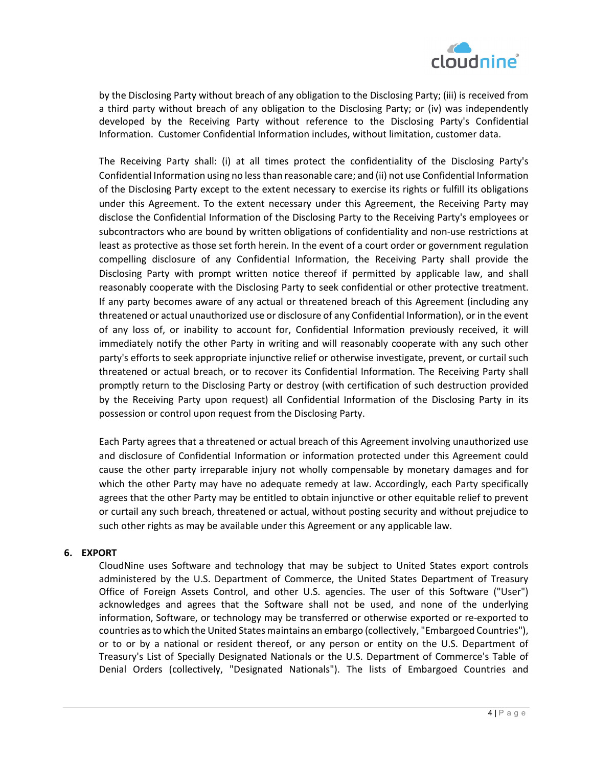by the Disclosing Party without breach of any obligation to the Disclosing Party; (iii) is received from a third party without breach of any obligation to the Disclosing Party; or (iv) was independently developed by the Receiving Party without reference to the Disclosing Party's Confidential Information. Customer Confidential Information includes, without limitation, customer data.

The Receiving Party shall: (i) at all times protect the confidentiality of the Disclosing Party's Confidential Information using no less than reasonable care; and (ii) not use Confidential Information of the Disclosing Party except to the extent necessary to exercise its rights or fulfill its obligations under this Agreement. To the extent necessary under this Agreement, the Receiving Party may disclose the Confidential Information of the Disclosing Party to the Receiving Party's employees or subcontractors who are bound by written obligations of confidentiality and non-use restrictions at least as protective as those set forth herein. In the event of a court order or government regulation compelling disclosure of any Confidential Information, the Receiving Party shall provide the Disclosing Party with prompt written notice thereof if permitted by applicable law, and shall reasonably cooperate with the Disclosing Party to seek confidential or other protective treatment. If any party becomes aware of any actual or threatened breach of this Agreement (including any threatened or actual unauthorized use or disclosure of any Confidential Information), or in the event of any loss of, or inability to account for, Confidential Information previously received, it will immediately notify the other Party in writing and will reasonably cooperate with any such other party's efforts to seek appropriate injunctive relief or otherwise investigate, prevent, or curtail such threatened or actual breach, or to recover its Confidential Information. The Receiving Party shall promptly return to the Disclosing Party or destroy (with certification of such destruction provided by the Receiving Party upon request) all Confidential Information of the Disclosing Party in its possession or control upon request from the Disclosing Party.

Each Party agrees that a threatened or actual breach of this Agreement involving unauthorized use and disclosure of Confidential Information or information protected under this Agreement could cause the other party irreparable injury not wholly compensable by monetary damages and for which the other Party may have no adequate remedy at law. Accordingly, each Party specifically agrees that the other Party may be entitled to obtain injunctive or other equitable relief to prevent or curtail any such breach, threatened or actual, without posting security and without prejudice to such other rights as may be available under this Agreement or any applicable law.

## 6. EXPORT

CloudNine uses Software and technology that may be subject to United States export controls administered by the U.S. Department of Commerce, the United States Department of Treasury Office of Foreign Assets Control, and other U.S. agencies. The user of this Software ("User") acknowledges and agrees that the Software shall not be used, and none of the underlying information, Software, or technology may be transferred or otherwise exported or re-exported to countries as to which the United States maintains an embargo (collectively, "Embargoed Countries"), or to or by a national or resident thereof, or any person or entity on the U.S. Department of Treasury's List of Specially Designated Nationals or the U.S. Department of Commerce's Table of Denial Orders (collectively, "Designated Nationals"). The lists of Embargoed Countries and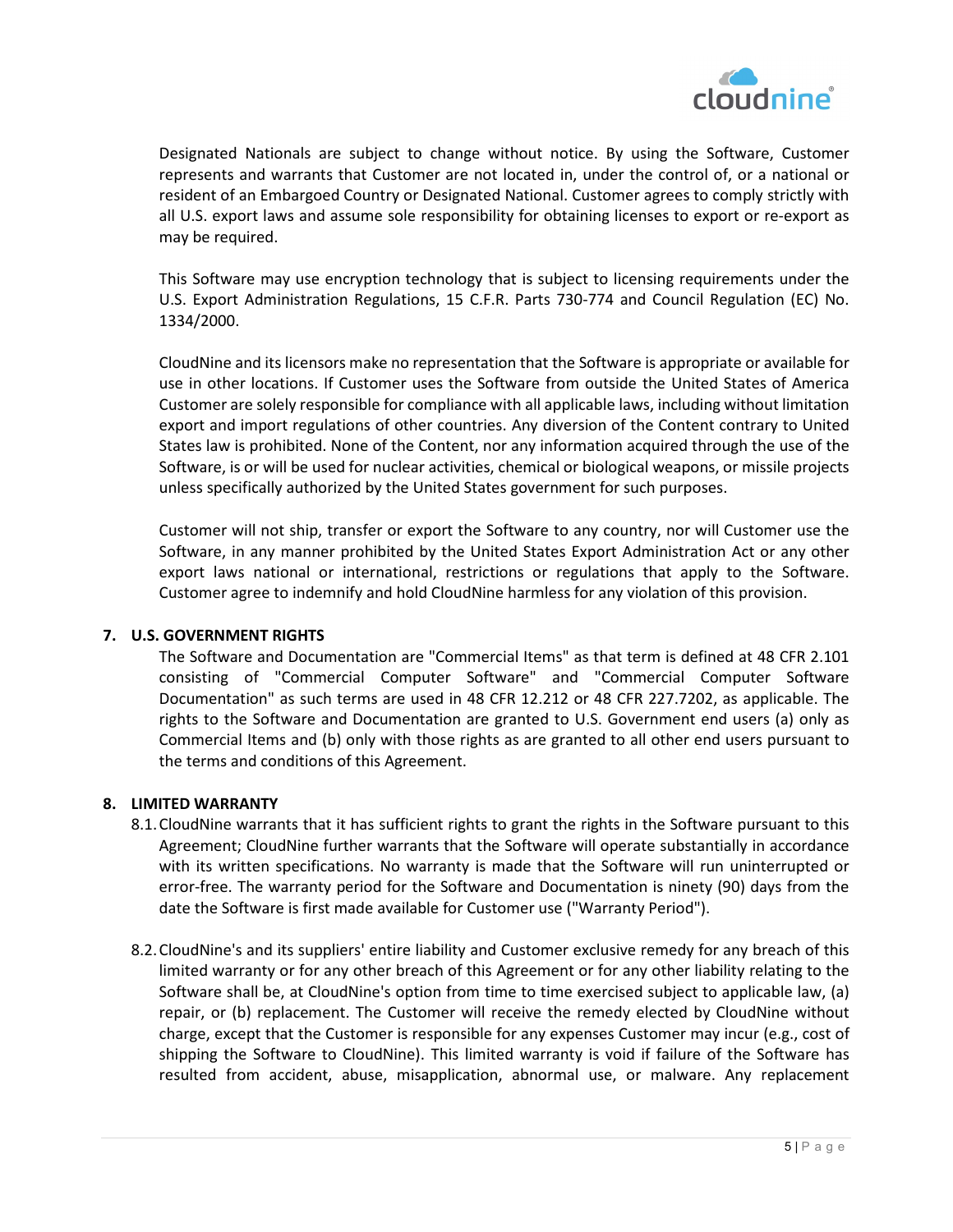Designated Nationals are subject to change without notice. By using the Software, Customer represents and warrants that Customer are not located in, under the control of, or a national or resident of an Embargoed Country or Designated National. Customer agrees to comply strictly with all U.S. export laws and assume sole responsibility for obtaining licenses to export or re-export as may be required.

This Software may use encryption technology that is subject to licensing requirements under the U.S. Export Administration Regulations, 15 C.F.R. Parts 730-774 and Council Regulation (EC) No. 1334/2000.

CloudNine and its licensors make no representation that the Software is appropriate or available for use in other locations. If Customer uses the Software from outside the United States of America Customer are solely responsible for compliance with all applicable laws, including without limitation export and import regulations of other countries. Any diversion of the Content contrary to United States law is prohibited. None of the Content, nor any information acquired through the use of the Software, is or will be used for nuclear activities, chemical or biological weapons, or missile projects unless specifically authorized by the United States government for such purposes.

Customer will not ship, transfer or export the Software to any country, nor will Customer use the Software, in any manner prohibited by the United States Export Administration Act or any other export laws national or international, restrictions or regulations that apply to the Software. Customer agree to indemnify and hold CloudNine harmless for any violation of this provision.

**7. U.S. GOVERNMENT RIGHTS**

The Software and Documentation are "Commercial Items" as that term is defined at 48 CFR 2.101 consisting of "Commercial Computer Software" and "Commercial Computer Software Documentation" as such terms are used in 48 CFR 12.212 or 48 CFR 227.7202, as applicable. The rights to the Software and Documentation are granted to U.S. Government end users (a) only as Commercial Items and (b) only with those rights as are granted to all other end users pursuant to the terms and conditions of this Agreement.

**8. LIMITED WARRANTY**

8.1. CloudNine warrants that it has sufficient rights to grant the rights in the Software pursuant to this Agreement; CloudNine further warrants that the Software will operate substantially in accordance with its written specifications. No warranty is made that the Software will run uninterrupted or error-free. The warranty period for the Software and Documentation is ninety (90) days from the date the Software is first made available for Customer use ("Warranty Period").

8.2. CloudNine's and its suppliers' entire liability and Customer exclusive remedy for any breach of this limited warranty or for any other breach of this Agreement or for any other liability relating to the Software shall be, at CloudNine's option from time to time exercised subject to applicable law, (a) repair, or (b) replacement. The Customer will receive the remedy elected by CloudNine without charge, except that the Customer is responsible for any expenses Customer may incur (e.g., cost of shipping the Software to CloudNine). This limited warranty is void if failure of the Software has resulted from accident, abuse, misapplication, abnormal use, or malware. Any replacement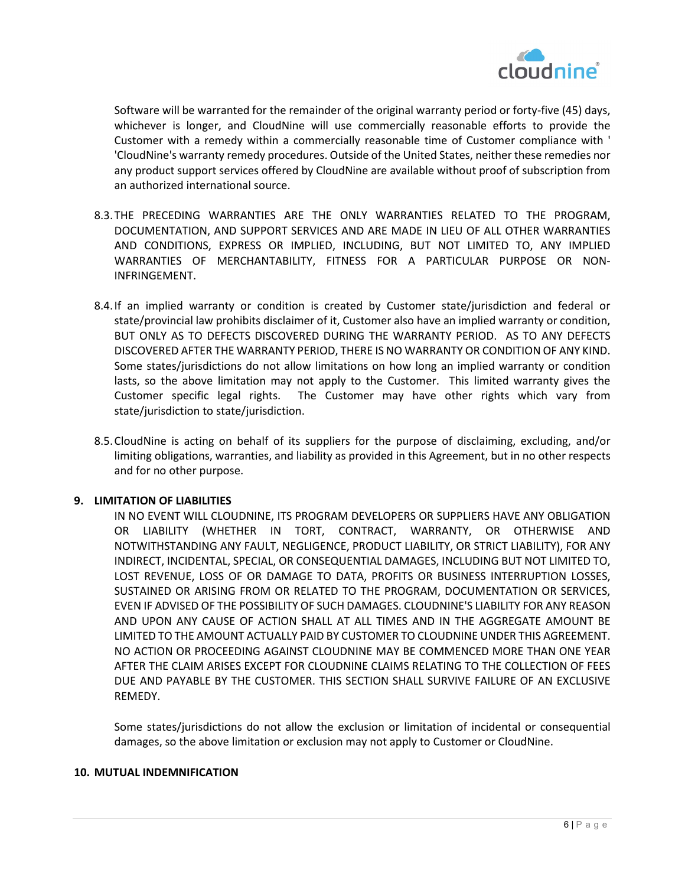Software will be warranted for the remainder of the original warranty period or forty-five (45) days, whichever is longer, and CloudNine will use commercially reasonable efforts to provide the Customer with a remedy within a commercially reasonable time of Customer compliance with ' 'CloudNine's warranty remedy procedures. Outside of the United States, neither these remedies nor any product support services offered by CloudNine are available without proof of subscription from an authorized international source.

8.3. THE PRECEDING WARRANTIES ARE THE ONLY WARRANTIES RELATED TO THE PROGRAM, DOCUMENTATION, AND SUPPORT SERVICES AND ARE MADE IN LIEU OF ALL OTHER WARRANTIES AND CONDITIONS, EXPRESS OR IMPLIED, INCLUDING, BUT NOT LIMITED TO, ANY IMPLIED WARRANTIES OF MERCHANTABILITY, FITNESS FOR A PARTICULAR PURPOSE OR NON-INFRINGEMENT.

8.4. If an implied warranty or condition is created by Customer state/jurisdiction and federal or state/provincial law prohibits disclaimer of it, Customer also have an implied warranty or condition, BUT ONLY AS TO DEFECTS DISCOVERED DURING THE WARRANTY PERIOD. AS TO ANY DEFECTS DISCOVERED AFTER THE WARRANTY PERIOD, THERE IS NO WARRANTY OR CONDITION OF ANY KIND. Some states/jurisdictions do not allow limitations on how long an implied warranty or condition lasts, so the above limitation may not apply to the Customer. This limited warranty gives the Customer specific legal rights. The Customer may have other rights which vary from state/jurisdiction to state/jurisdiction.

8.5. CloudNine is acting on behalf of its suppliers for the purpose of disclaiming, excluding, and/or limiting obligations, warranties, and liability as provided in this Agreement, but in no other respects and for no other purpose.

## 9. LIMITATION OF LIABILITIES

IN NO EVENT WILL CLOUDNINE, ITS PROGRAM DEVELOPERS OR SUPPLIERS HAVE ANY OBLIGATION OR LIABILITY (WHETHER IN TORT, CONTRACT, WARRANTY, OR OTHERWISE AND NOTWITHSTANDING ANY FAULT, NEGLIGENCE, PRODUCT LIABILITY, OR STRICT LIABILITY), FOR ANY INDIRECT, INCIDENTAL, SPECIAL, OR CONSEQUENTIAL DAMAGES, INCLUDING BUT NOT LIMITED TO, LOST REVENUE, LOSS OF OR DAMAGE TO DATA, PROFITS OR BUSINESS INTERRUPTION LOSSES, SUSTAINED OR ARISING FROM OR RELATED TO THE PROGRAM, DOCUMENTATION OR SERVICES, EVEN IF ADVISED OF THE POSSIBILITY OF SUCH DAMAGES. CLOUDNINE'S LIABILITY FOR ANY REASON AND UPON ANY CAUSE OF ACTION SHALL AT ALL TIMES AND IN THE AGGREGATE AMOUNT BE LIMITED TO THE AMOUNT ACTUALLY PAID BY CUSTOMER TO CLOUDNINE UNDER THIS AGREEMENT. NO ACTION OR PROCEEDING AGAINST CLOUDNINE MAY BE COMMENCED MORE THAN ONE YEAR AFTER THE CLAIM ARISES EXCEPT FOR CLOUDNINE CLAIMS RELATING TO THE COLLECTION OF FEES DUE AND PAYABLE BY THE CUSTOMER. THIS SECTION SHALL SURVIVE FAILURE OF AN EXCLUSIVE REMEDY.

Some states/jurisdictions do not allow the exclusion or limitation of incidental or consequential damages, so the above limitation or exclusion may not apply to Customer or CloudNine.

## 10. MUTUAL INDEMNIFICATION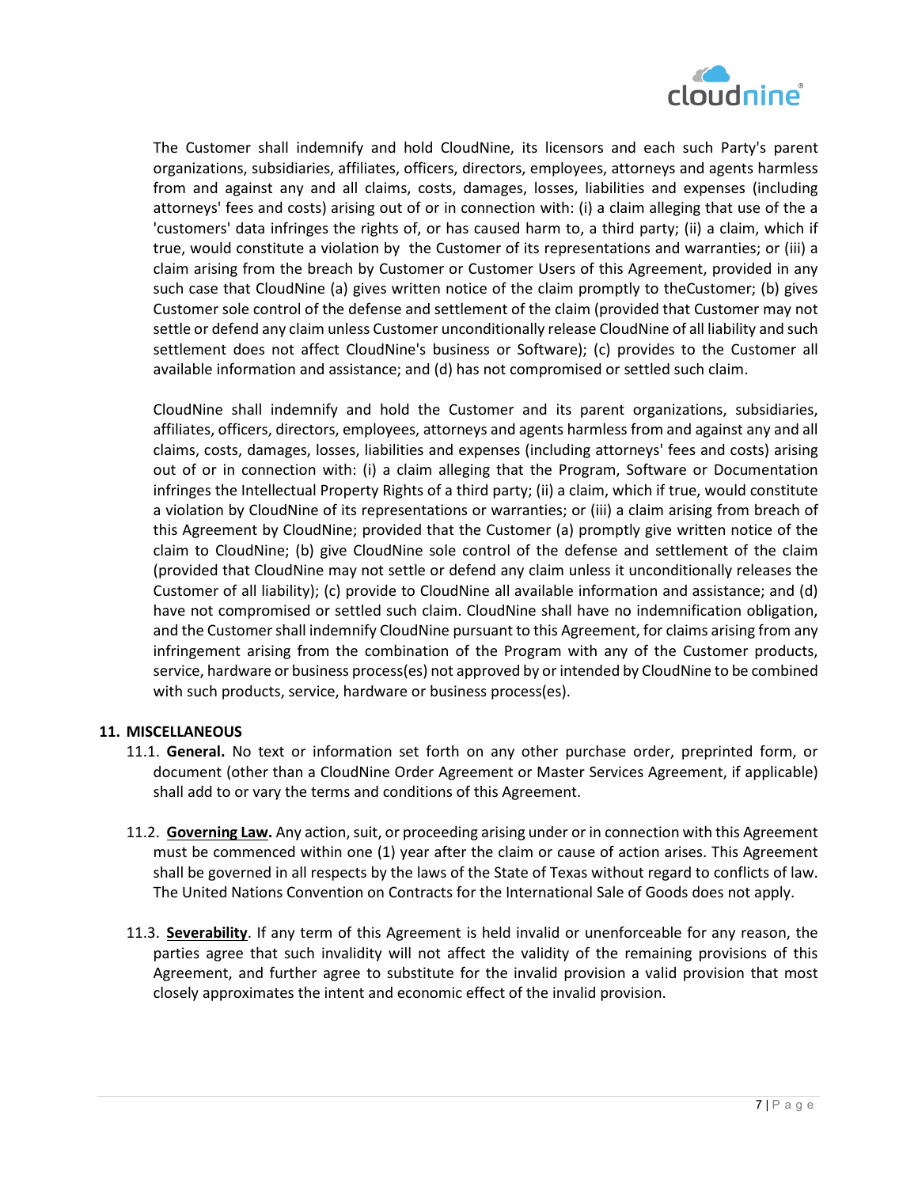The Customer shall indemnify and hold CloudNine, its licensors and each such Party's parent organizations, subsidiaries, affiliates, officers, directors, employees, attorneys and agents harmless from and against any and all claims, costs, damages, losses, liabilities and expenses (including attorneys' fees and costs) arising out of or in connection with: (i) a claim alleging that use of the a 'customers' data infringes the rights of, or has caused harm to, a third party; (ii) a claim, which if true, would constitute a violation by the Customer of its representations and warranties; or (iii) a claim arising from the breach by Customer or Customer Users of this Agreement, provided in any such case that CloudNine (a) gives written notice of the claim promptly to theCustomer; (b) gives Customer sole control of the defense and settlement of the claim (provided that Customer may not settle or defend any claim unless Customer unconditionally release CloudNine of all liability and such settlement does not affect CloudNine's business or Software); (c) provides to the Customer all available information and assistance; and (d) has not compromised or settled such claim.

CloudNine shall indemnify and hold the Customer and its parent organizations, subsidiaries, affiliates, officers, directors, employees, attorneys and agents harmless from and against any and all claims, costs, damages, losses, liabilities and expenses (including attorneys' fees and costs) arising out of or in connection with: (i) a claim alleging that the Program, Software or Documentation infringes the Intellectual Property Rights of a third party; (ii) a claim, which if true, would constitute a violation by CloudNine of its representations or warranties; or (iii) a claim arising from breach of this Agreement by CloudNine; provided that the Customer (a) promptly give written notice of the claim to CloudNine; (b) give CloudNine sole control of the defense and settlement of the claim (provided that CloudNine may not settle or defend any claim unless it unconditionally releases the Customer of all liability); (c) provide to CloudNine all available information and assistance; and (d) have not compromised or settled such claim. CloudNine shall have no indemnification obligation, and the Customer shall indemnify CloudNine pursuant to this Agreement, for claims arising from any infringement arising from the combination of the Program with any of the Customer products, service, hardware or business process(es) not approved by or intended by CloudNine to be combined with such products, service, hardware or business process(es).

**11. MISCELLANEOUS**

11.1. **General.** No text or information set forth on any other purchase order, preprinted form, or document (other than a CloudNine Order Agreement or Master Services Agreement, if applicable) shall add to or vary the terms and conditions of this Agreement.

11.2. **Governing Law.** Any action, suit, or proceeding arising under or in connection with this Agreement must be commenced within one (1) year after the claim or cause of action arises. This Agreement shall be governed in all respects by the laws of the State of Texas without regard to conflicts of law. The United Nations Convention on Contracts for the International Sale of Goods does not apply.

11.3. **Severability**. If any term of this Agreement is held invalid or unenforceable for any reason, the parties agree that such invalidity will not affect the validity of the remaining provisions of this Agreement, and further agree to substitute for the invalid provision a valid provision that most closely approximates the intent and economic effect of the invalid provision.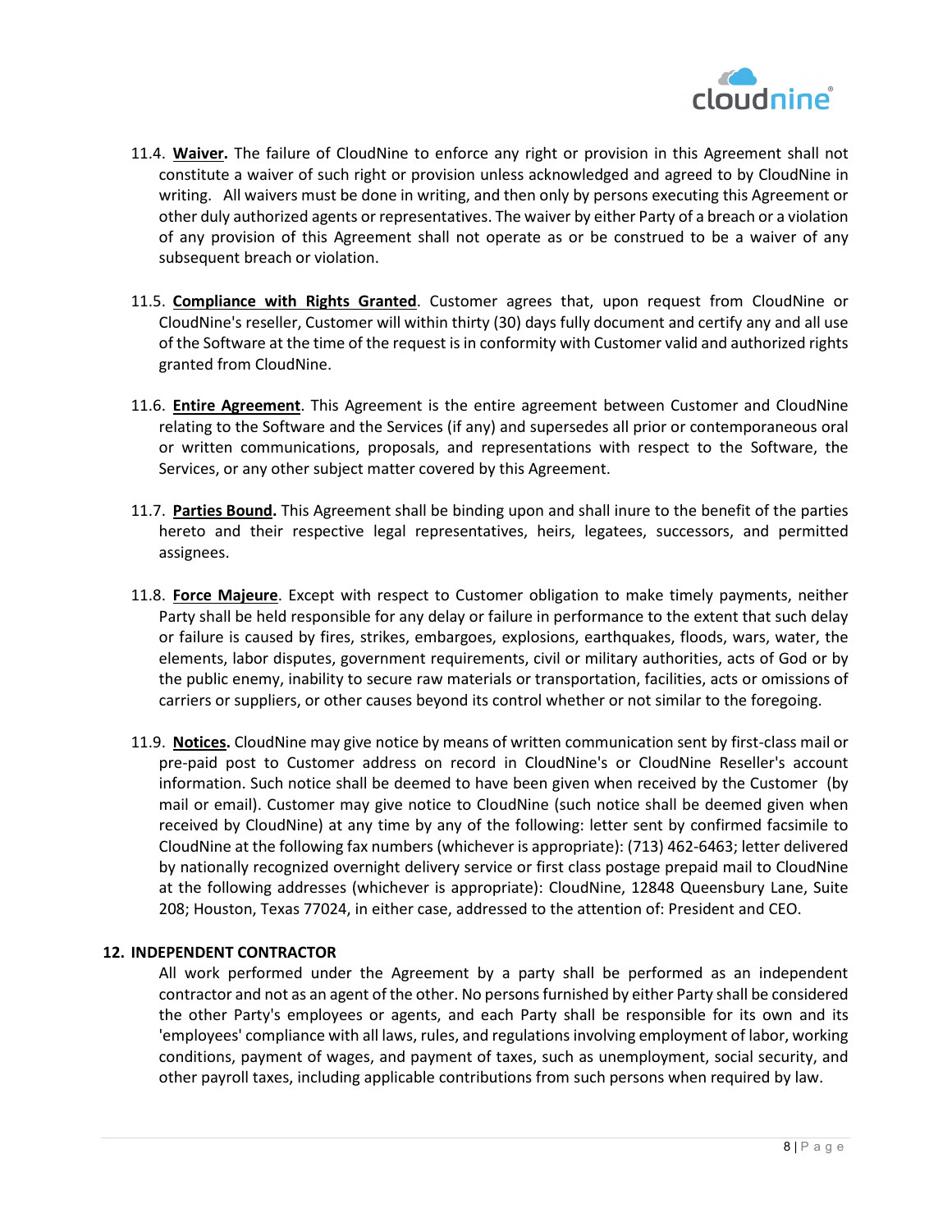11.4. **Waiver.** The failure of CloudNine to enforce any right or provision in this Agreement shall not constitute a waiver of such right or provision unless acknowledged and agreed to by CloudNine in writing. All waivers must be done in writing, and then only by persons executing this Agreement or other duly authorized agents or representatives. The waiver by either Party of a breach or a violation of any provision of this Agreement shall not operate as or be construed to be a waiver of any subsequent breach or violation.

11.5. **Compliance with Rights Granted**. Customer agrees that, upon request from CloudNine or CloudNine's reseller, Customer will within thirty (30) days fully document and certify any and all use of the Software at the time of the request is in conformity with Customer valid and authorized rights granted from CloudNine.

11.6. **Entire Agreement**. This Agreement is the entire agreement between Customer and CloudNine relating to the Software and the Services (if any) and supersedes all prior or contemporaneous oral or written communications, proposals, and representations with respect to the Software, the Services, or any other subject matter covered by this Agreement.

11.7. **Parties Bound.** This Agreement shall be binding upon and shall inure to the benefit of the parties hereto and their respective legal representatives, heirs, legatees, successors, and permitted assignees.

11.8. **Force Majeure**. Except with respect to Customer obligation to make timely payments, neither Party shall be held responsible for any delay or failure in performance to the extent that such delay or failure is caused by fires, strikes, embargoes, explosions, earthquakes, floods, wars, water, the elements, labor disputes, government requirements, civil or military authorities, acts of God or by the public enemy, inability to secure raw materials or transportation, facilities, acts or omissions of carriers or suppliers, or other causes beyond its control whether or not similar to the foregoing.

11.9. **Notices.** CloudNine may give notice by means of written communication sent by first-class mail or pre-paid post to Customer address on record in CloudNine's or CloudNine Reseller's account information. Such notice shall be deemed to have been given when received by the Customer (by mail or email). Customer may give notice to CloudNine (such notice shall be deemed given when received by CloudNine) at any time by any of the following: letter sent by confirmed facsimile to CloudNine at the following fax numbers (whichever is appropriate): (713) 462-6463; letter delivered by nationally recognized overnight delivery service or first class postage prepaid mail to CloudNine at the following addresses (whichever is appropriate): CloudNine, 12848 Queensbury Lane, Suite 208; Houston, Texas 77024, in either case, addressed to the attention of: President and CEO.

## 12. INDEPENDENT CONTRACTOR

All work performed under the Agreement by a party shall be performed as an independent contractor and not as an agent of the other. No persons furnished by either Party shall be considered the other Party's employees or agents, and each Party shall be responsible for its own and its 'employees' compliance with all laws, rules, and regulations involving employment of labor, working conditions, payment of wages, and payment of taxes, such as unemployment, social security, and other payroll taxes, including applicable contributions from such persons when required by law.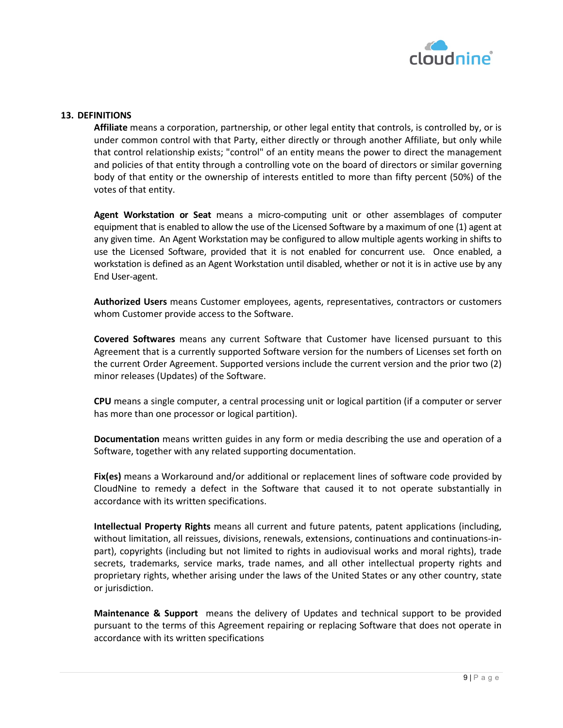## 13. DEFINITIONS

**Affiliate** means a corporation, partnership, or other legal entity that controls, is controlled by, or is under common control with that Party, either directly or through another Affiliate, but only while that control relationship exists; "control" of an entity means the power to direct the management and policies of that entity through a controlling vote on the board of directors or similar governing body of that entity or the ownership of interests entitled to more than fifty percent (50%) of the votes of that entity.

**Agent Workstation or Seat** means a micro-computing unit or other assemblages of computer equipment that is enabled to allow the use of the Licensed Software by a maximum of one (1) agent at any given time. An Agent Workstation may be configured to allow multiple agents working in shifts to use the Licensed Software, provided that it is not enabled for concurrent use. Once enabled, a workstation is defined as an Agent Workstation until disabled, whether or not it is in active use by any End User-agent.

**Authorized Users** means Customer employees, agents, representatives, contractors or customers whom Customer provide access to the Software.

**Covered Softwares** means any current Software that Customer have licensed pursuant to this Agreement that is a currently supported Software version for the numbers of Licenses set forth on the current Order Agreement. Supported versions include the current version and the prior two (2) minor releases (Updates) of the Software.

**CPU** means a single computer, a central processing unit or logical partition (if a computer or server has more than one processor or logical partition).

**Documentation** means written guides in any form or media describing the use and operation of a Software, together with any related supporting documentation.

**Fix(es)** means a Workaround and/or additional or replacement lines of software code provided by CloudNine to remedy a defect in the Software that caused it to not operate substantially in accordance with its written specifications.

**Intellectual Property Rights** means all current and future patents, patent applications (including, without limitation, all reissues, divisions, renewals, extensions, continuations and continuations-in-part), copyrights (including but not limited to rights in audiovisual works and moral rights), trade secrets, trademarks, service marks, trade names, and all other intellectual property rights and proprietary rights, whether arising under the laws of the United States or any other country, state or jurisdiction.

**Maintenance & Support** means the delivery of Updates and technical support to be provided pursuant to the terms of this Agreement repairing or replacing Software that does not operate in accordance with its written specifications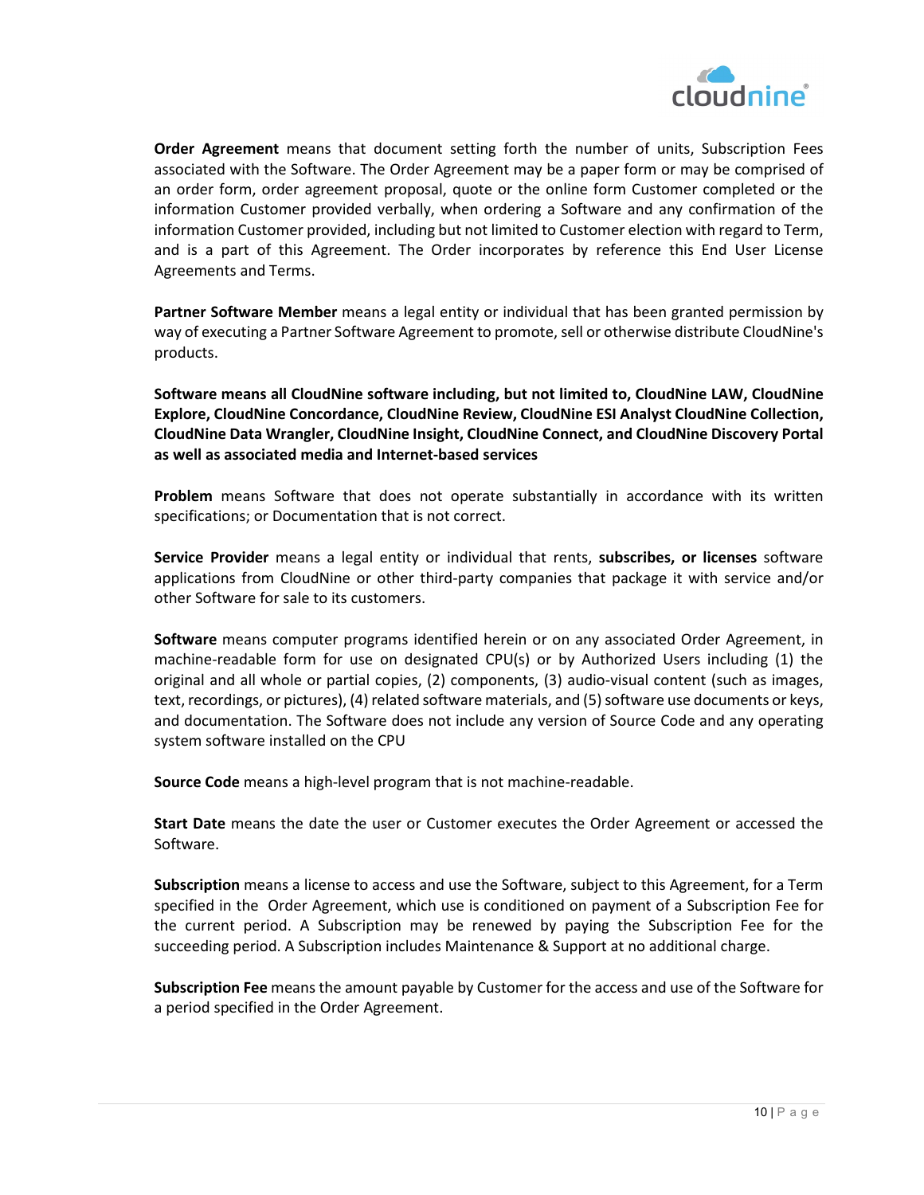**Order Agreement** means that document setting forth the number of units, Subscription Fees associated with the Software. The Order Agreement may be a paper form or may be comprised of an order form, order agreement proposal, quote or the online form Customer completed or the information Customer provided verbally, when ordering a Software and any confirmation of the information Customer provided, including but not limited to Customer election with regard to Term, and is a part of this Agreement. The Order incorporates by reference this End User License Agreements and Terms.

**Partner Software Member** means a legal entity or individual that has been granted permission by way of executing a Partner Software Agreement to promote, sell or otherwise distribute CloudNine's products.

**Software means all CloudNine software including, but not limited to, CloudNine LAW, CloudNine Explore, CloudNine Concordance, CloudNine Review, CloudNine ESI Analyst CloudNine Collection, CloudNine Data Wrangler, CloudNine Insight, CloudNine Connect, and CloudNine Discovery Portal as well as associated media and Internet-based services**

**Problem** means Software that does not operate substantially in accordance with its written specifications; or Documentation that is not correct.

**Service Provider** means a legal entity or individual that rents, **subscribes, or licenses** software applications from CloudNine or other third-party companies that package it with service and/or other Software for sale to its customers.

**Software** means computer programs identified herein or on any associated Order Agreement, in machine-readable form for use on designated CPU(s) or by Authorized Users including (1) the original and all whole or partial copies, (2) components, (3) audio-visual content (such as images, text, recordings, or pictures), (4) related software materials, and (5) software use documents or keys, and documentation. The Software does not include any version of Source Code and any operating system software installed on the CPU

**Source Code** means a high-level program that is not machine-readable.

**Start Date** means the date the user or Customer executes the Order Agreement or accessed the Software.

**Subscription** means a license to access and use the Software, subject to this Agreement, for a Term specified in the Order Agreement, which use is conditioned on payment of a Subscription Fee for the current period. A Subscription may be renewed by paying the Subscription Fee for the succeeding period. A Subscription includes Maintenance & Support at no additional charge.

**Subscription Fee** means the amount payable by Customer for the access and use of the Software for a period specified in the Order Agreement.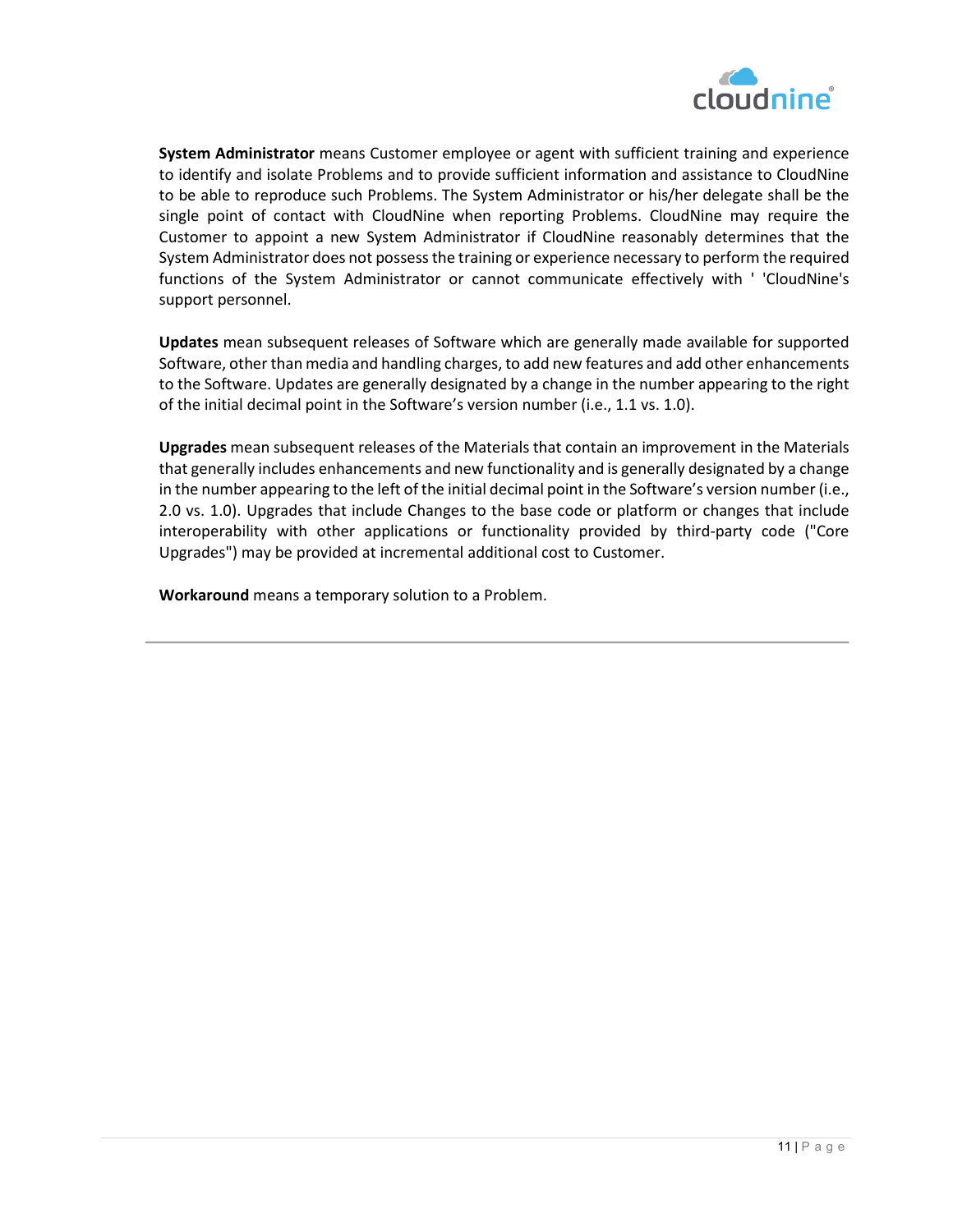**System Administrator** means Customer employee or agent with sufficient training and experience to identify and isolate Problems and to provide sufficient information and assistance to CloudNine to be able to reproduce such Problems. The System Administrator or his/her delegate shall be the single point of contact with CloudNine when reporting Problems. CloudNine may require the Customer to appoint a new System Administrator if CloudNine reasonably determines that the System Administrator does not possess the training or experience necessary to perform the required functions of the System Administrator or cannot communicate effectively with ' 'CloudNine's support personnel.

**Updates** mean subsequent releases of Software which are generally made available for supported Software, other than media and handling charges, to add new features and add other enhancements to the Software. Updates are generally designated by a change in the number appearing to the right of the initial decimal point in the Software's version number (i.e., 1.1 vs. 1.0).

**Upgrades** mean subsequent releases of the Materials that contain an improvement in the Materials that generally includes enhancements and new functionality and is generally designated by a change in the number appearing to the left of the initial decimal point in the Software's version number (i.e., 2.0 vs. 1.0). Upgrades that include Changes to the base code or platform or changes that include interoperability with other applications or functionality provided by third-party code ("Core Upgrades") may be provided at incremental additional cost to Customer.

**Workaround** means a temporary solution to a Problem.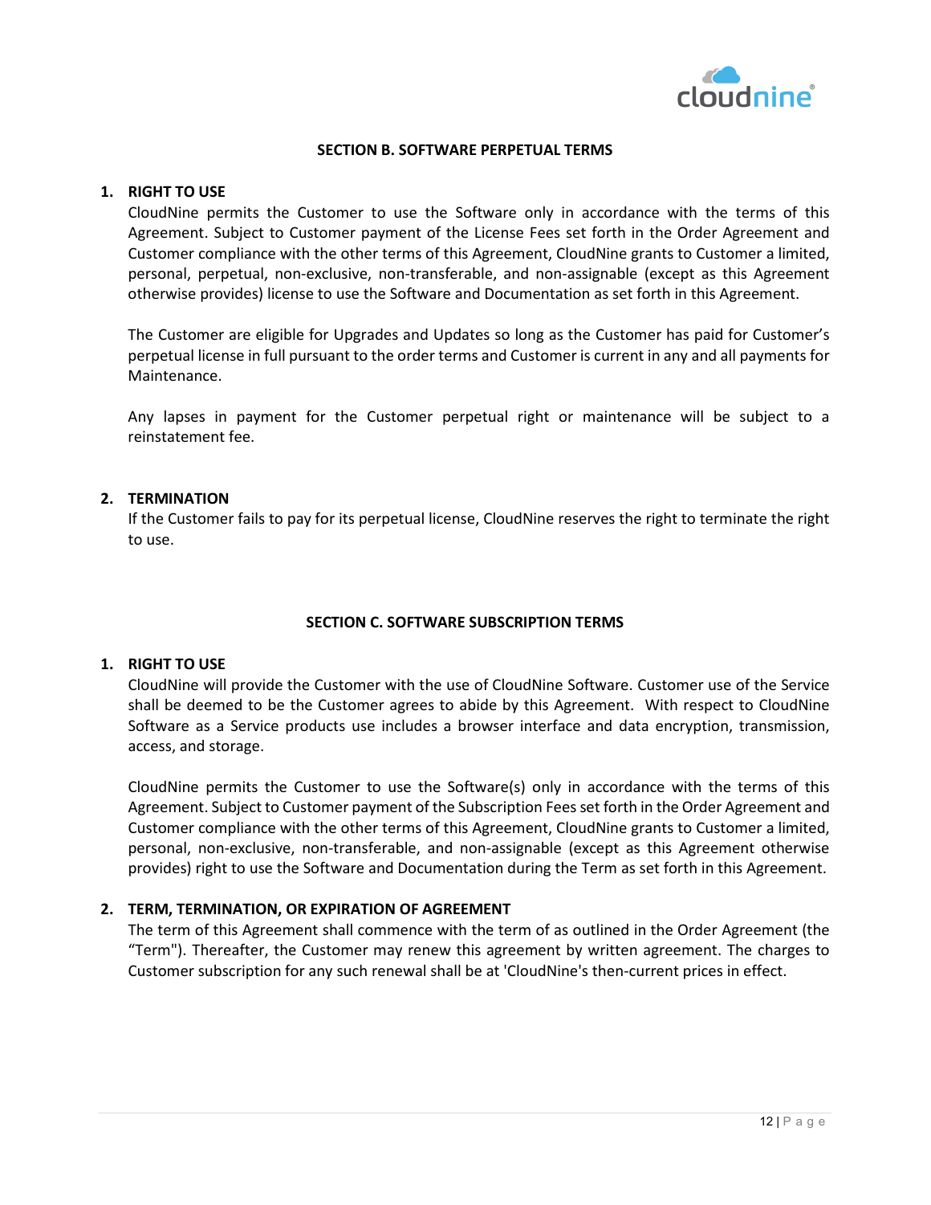## SECTION B. SOFTWARE PERPETUAL TERMS

### 1. RIGHT TO USE

CloudNine permits the Customer to use the Software only in accordance with the terms of this Agreement. Subject to Customer payment of the License Fees set forth in the Order Agreement and Customer compliance with the other terms of this Agreement, CloudNine grants to Customer a limited, personal, perpetual, non-exclusive, non-transferable, and non-assignable (except as this Agreement otherwise provides) license to use the Software and Documentation as set forth in this Agreement.

The Customer are eligible for Upgrades and Updates so long as the Customer has paid for Customer's perpetual license in full pursuant to the order terms and Customer is current in any and all payments for Maintenance.

Any lapses in payment for the Customer perpetual right or maintenance will be subject to a reinstatement fee.

### 2. TERMINATION

If the Customer fails to pay for its perpetual license, CloudNine reserves the right to terminate the right to use.

## SECTION C. SOFTWARE SUBSCRIPTION TERMS

### 1. RIGHT TO USE

CloudNine will provide the Customer with the use of CloudNine Software. Customer use of the Service shall be deemed to be the Customer agrees to abide by this Agreement. With respect to CloudNine Software as a Service products use includes a browser interface and data encryption, transmission, access, and storage.

CloudNine permits the Customer to use the Software(s) only in accordance with the terms of this Agreement. Subject to Customer payment of the Subscription Fees set forth in the Order Agreement and Customer compliance with the other terms of this Agreement, CloudNine grants to Customer a limited, personal, non-exclusive, non-transferable, and non-assignable (except as this Agreement otherwise provides) right to use the Software and Documentation during the Term as set forth in this Agreement.

### 2. TERM, TERMINATION, OR EXPIRATION OF AGREEMENT

The term of this Agreement shall commence with the term of as outlined in the Order Agreement (the "Term"). Thereafter, the Customer may renew this agreement by written agreement. The charges to Customer subscription for any such renewal shall be at 'CloudNine's then-current prices in effect.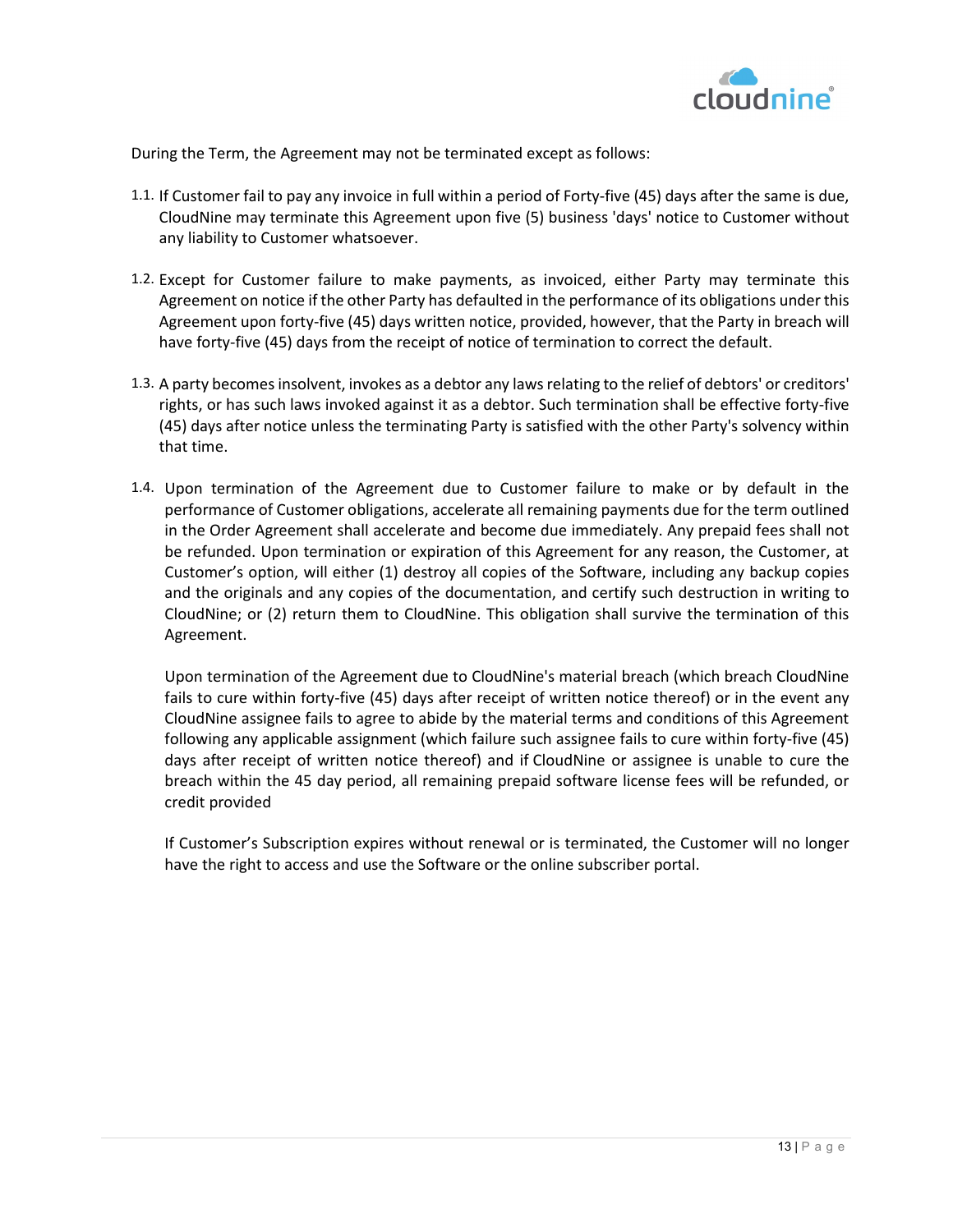During the Term, the Agreement may not be terminated except as follows:

1.1. If Customer fail to pay any invoice in full within a period of Forty-five (45) days after the same is due, CloudNine may terminate this Agreement upon five (5) business 'days' notice to Customer without any liability to Customer whatsoever.

1.2. Except for Customer failure to make payments, as invoiced, either Party may terminate this Agreement on notice if the other Party has defaulted in the performance of its obligations under this Agreement upon forty-five (45) days written notice, provided, however, that the Party in breach will have forty-five (45) days from the receipt of notice of termination to correct the default.

1.3. A party becomes insolvent, invokes as a debtor any laws relating to the relief of debtors' or creditors' rights, or has such laws invoked against it as a debtor. Such termination shall be effective forty-five (45) days after notice unless the terminating Party is satisfied with the other Party's solvency within that time.

1.4. Upon termination of the Agreement due to Customer failure to make or by default in the performance of Customer obligations, accelerate all remaining payments due for the term outlined in the Order Agreement shall accelerate and become due immediately. Any prepaid fees shall not be refunded. Upon termination or expiration of this Agreement for any reason, the Customer, at Customer's option, will either (1) destroy all copies of the Software, including any backup copies and the originals and any copies of the documentation, and certify such destruction in writing to CloudNine; or (2) return them to CloudNine. This obligation shall survive the termination of this Agreement.

    Upon termination of the Agreement due to CloudNine's material breach (which breach CloudNine fails to cure within forty-five (45) days after receipt of written notice thereof) or in the event any CloudNine assignee fails to agree to abide by the material terms and conditions of this Agreement following any applicable assignment (which failure such assignee fails to cure within forty-five (45) days after receipt of written notice thereof) and if CloudNine or assignee is unable to cure the breach within the 45 day period, all remaining prepaid software license fees will be refunded, or credit provided

    If Customer's Subscription expires without renewal or is terminated, the Customer will no longer have the right to access and use the Software or the online subscriber portal.